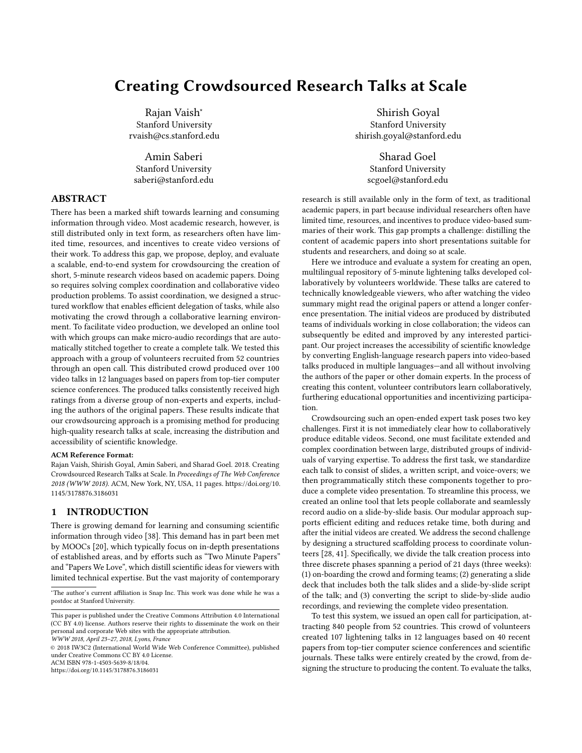# Creating Crowdsourced Research Talks at Scale

Rajan Vaish*
Stanford University
rvaish@cs.stanford.edu

Shirish Goyal
Stanford University
shirish.goyal@stanford.edu

Amin Saberi
Stanford University
saberi@stanford.edu

Sharad Goel
Stanford University
scgoel@stanford.edu

## ABSTRACT

There has been a marked shift towards learning and consuming information through video. Most academic research, however, is still distributed only in text form, as researchers often have limited time, resources, and incentives to create video versions of their work. To address this gap, we propose, deploy, and evaluate a scalable, end-to-end system for crowdsourcing the creation of short, 5-minute research videos based on academic papers. Doing so requires solving complex coordination and collaborative video production problems. To assist coordination, we designed a structured workflow that enables efficient delegation of tasks, while also motivating the crowd through a collaborative learning environment. To facilitate video production, we developed an online tool with which groups can make micro-audio recordings that are automatically stitched together to create a complete talk. We tested this approach with a group of volunteers recruited from 52 countries through an open call. This distributed crowd produced over 100 video talks in 12 languages based on papers from top-tier computer science conferences. The produced talks consistently received high ratings from a diverse group of non-experts and experts, including the authors of the original papers. These results indicate that our crowdsourcing approach is a promising method for producing high-quality research talks at scale, increasing the distribution and accessibility of scientific knowledge.

**ACM Reference Format:**
Rajan Vaish, Shirish Goyal, Amin Saberi, and Sharad Goel. 2018. Creating Crowdsourced Research Talks at Scale. In *Proceedings of The Web Conference 2018 (WWW 2018)*. ACM, New York, NY, USA, 11 pages. https://doi.org/10.1145/3178876.3186031

## 1 INTRODUCTION

There is growing demand for learning and consuming scientific information through video [38]. This demand has in part been met by MOOCs [20], which typically focus on in-depth presentations of established areas, and by efforts such as "Two Minute Papers" and "Papers We Love", which distill scientific ideas for viewers with limited technical expertise. But the vast majority of contemporary research is still available only in the form of text, as traditional academic papers, in part because individual researchers often have limited time, resources, and incentives to produce video-based summaries of their work. This gap prompts a challenge: distilling the content of academic papers into short presentations suitable for students and researchers, and doing so at scale.

Here we introduce and evaluate a system for creating an open, multilingual repository of 5-minute lightening talks developed collaboratively by volunteers worldwide. These talks are catered to technically knowledgeable viewers, who after watching the video summary might read the original papers or attend a longer conference presentation. The initial videos are produced by distributed teams of individuals working in close collaboration; the videos can subsequently be edited and improved by any interested participant. Our project increases the accessibility of scientific knowledge by converting English-language research papers into video-based talks produced in multiple languages—and all without involving the authors of the paper or other domain experts. In the process of creating this content, volunteer contributors learn collaboratively, furthering educational opportunities and incentivizing participation.

Crowdsourcing such an open-ended expert task poses two key challenges. First it is not immediately clear how to collaboratively produce editable videos. Second, one must facilitate extended and complex coordination between large, distributed groups of individuals of varying expertise. To address the first task, we standardize each talk to consist of slides, a written script, and voice-overs; we then programmatically stitch these components together to produce a complete video presentation. To streamline this process, we created an online tool that lets people collaborate and seamlessly record audio on a slide-by-slide basis. Our modular approach supports efficient editing and reduces retake time, both during and after the initial videos are created. We address the second challenge by designing a structured scaffolding process to coordinate volunteers [28, 41]. Specifically, we divide the talk creation process into three discrete phases spanning a period of 21 days (three weeks): (1) on-boarding the crowd and forming teams; (2) generating a slide deck that includes both the talk slides and a slide-by-slide script of the talk; and (3) converting the script to slide-by-slide audio recordings, and reviewing the complete video presentation.

To test this system, we issued an open call for participation, attracting 840 people from 52 countries. This crowd of volunteers created 107 lightening talks in 12 languages based on 40 recent papers from top-tier computer science conferences and scientific journals. These talks were entirely created by the crowd, from designing the structure to producing the content. To evaluate the talks,

---

*The author's current affiliation is Snap Inc. This work was done while he was a postdoc at Stanford University.

This paper is published under the Creative Commons Attribution 4.0 International (CC BY 4.0) license. Authors reserve their rights to disseminate the work on their personal and corporate Web sites with the appropriate attribution.
*WWW 2018, April 23–27, 2018, Lyons, France*
© 2018 IW3C2 (International World Wide Web Conference Committee), published under Creative Commons CC BY 4.0 License.
ACM ISBN 978-1-4503-5639-8/18/04.
https://doi.org/10.1145/3178876.3186031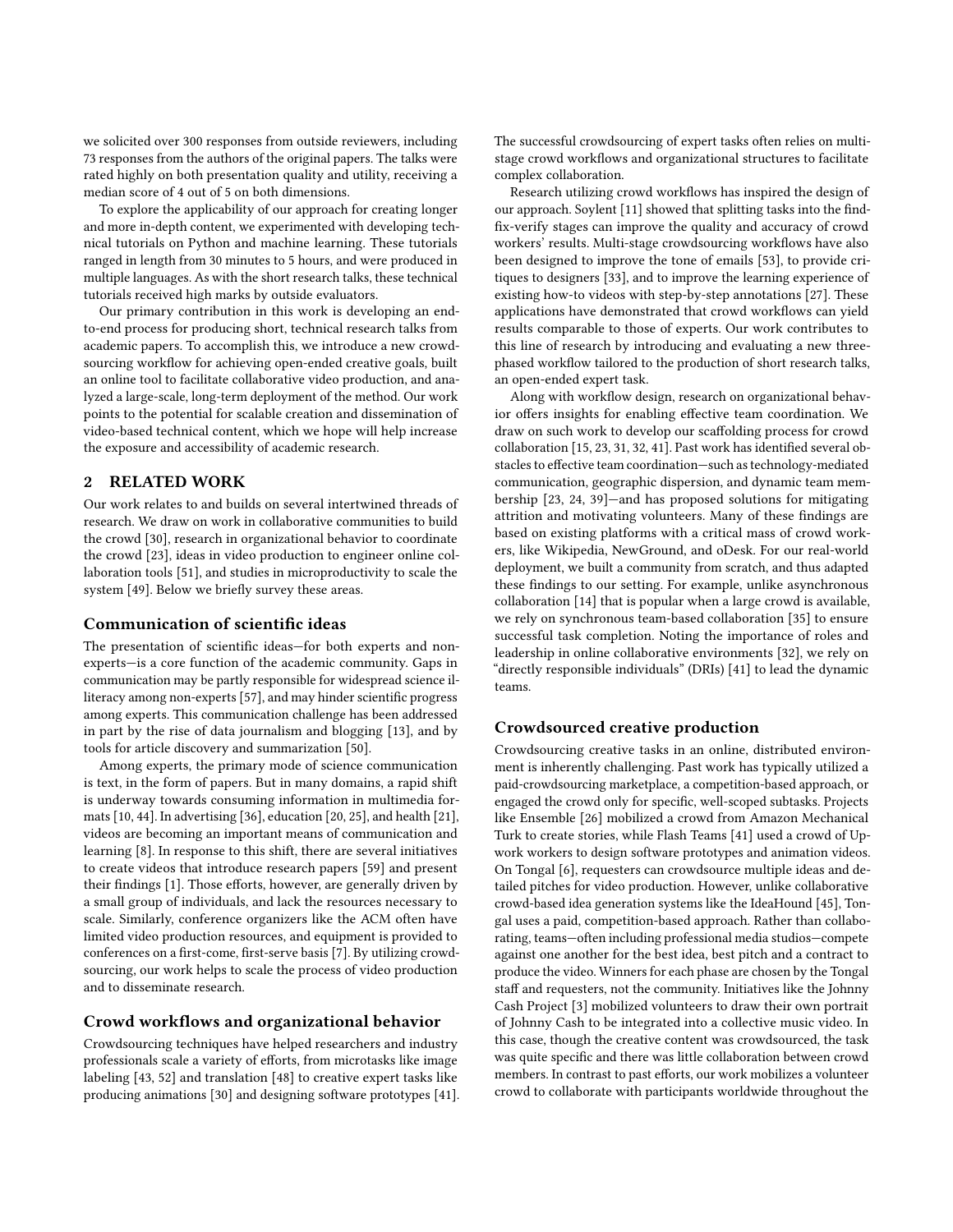we solicited over 300 responses from outside reviewers, including 73 responses from the authors of the original papers. The talks were rated highly on both presentation quality and utility, receiving a median score of 4 out of 5 on both dimensions.

To explore the applicability of our approach for creating longer and more in-depth content, we experimented with developing technical tutorials on Python and machine learning. These tutorials ranged in length from 30 minutes to 5 hours, and were produced in multiple languages. As with the short research talks, these technical tutorials received high marks by outside evaluators.

Our primary contribution in this work is developing an end-to-end process for producing short, technical research talks from academic papers. To accomplish this, we introduce a new crowdsourcing workflow for achieving open-ended creative goals, built an online tool to facilitate collaborative video production, and analyzed a large-scale, long-term deployment of the method. Our work points to the potential for scalable creation and dissemination of video-based technical content, which we hope will help increase the exposure and accessibility of academic research.

## 2 RELATED WORK

Our work relates to and builds on several intertwined threads of research. We draw on work in collaborative communities to build the crowd [30], research in organizational behavior to coordinate the crowd [23], ideas in video production to engineer online collaboration tools [51], and studies in microproductivity to scale the system [49]. Below we briefly survey these areas.

### Communication of scientific ideas

The presentation of scientific ideas—for both experts and non-experts—is a core function of the academic community. Gaps in communication may be partly responsible for widespread science illiteracy among non-experts [57], and may hinder scientific progress among experts. This communication challenge has been addressed in part by the rise of data journalism and blogging [13], and by tools for article discovery and summarization [50].

Among experts, the primary mode of science communication is text, in the form of papers. But in many domains, a rapid shift is underway towards consuming information in multimedia formats [10, 44]. In advertising [36], education [20, 25], and health [21], videos are becoming an important means of communication and learning [8]. In response to this shift, there are several initiatives to create videos that introduce research papers [59] and present their findings [1]. Those efforts, however, are generally driven by a small group of individuals, and lack the resources necessary to scale. Similarly, conference organizers like the ACM often have limited video production resources, and equipment is provided to conferences on a first-come, first-serve basis [7]. By utilizing crowdsourcing, our work helps to scale the process of video production and to disseminate research.

### Crowd workflows and organizational behavior

Crowdsourcing techniques have helped researchers and industry professionals scale a variety of efforts, from microtasks like image labeling [43, 52] and translation [48] to creative expert tasks like producing animations [30] and designing software prototypes [41]. The successful crowdsourcing of expert tasks often relies on multi-stage crowd workflows and organizational structures to facilitate complex collaboration.

Research utilizing crowd workflows has inspired the design of our approach. Soylent [11] showed that splitting tasks into the find-fix-verify stages can improve the quality and accuracy of crowd workers' results. Multi-stage crowdsourcing workflows have also been designed to improve the tone of emails [53], to provide critiques to designers [33], and to improve the learning experience of existing how-to videos with step-by-step annotations [27]. These applications have demonstrated that crowd workflows can yield results comparable to those of experts. Our work contributes to this line of research by introducing and evaluating a new three-phased workflow tailored to the production of short research talks, an open-ended expert task.

Along with workflow design, research on organizational behavior offers insights for enabling effective team coordination. We draw on such work to develop our scaffolding process for crowd collaboration [15, 23, 31, 32, 41]. Past work has identified several obstacles to effective team coordination—such as technology-mediated communication, geographic dispersion, and dynamic team membership [23, 24, 39]—and has proposed solutions for mitigating attrition and motivating volunteers. Many of these findings are based on existing platforms with a critical mass of crowd workers, like Wikipedia, NewGround, and oDesk. For our real-world deployment, we built a community from scratch, and thus adapted these findings to our setting. For example, unlike asynchronous collaboration [14] that is popular when a large crowd is available, we rely on synchronous team-based collaboration [35] to ensure successful task completion. Noting the importance of roles and leadership in online collaborative environments [32], we rely on "directly responsible individuals" (DRIs) [41] to lead the dynamic teams.

### Crowdsourced creative production

Crowdsourcing creative tasks in an online, distributed environment is inherently challenging. Past work has typically utilized a paid-crowdsourcing marketplace, a competition-based approach, or engaged the crowd only for specific, well-scoped subtasks. Projects like Ensemble [26] mobilized a crowd from Amazon Mechanical Turk to create stories, while Flash Teams [41] used a crowd of Upwork workers to design software prototypes and animation videos. On Tongal [6], requesters can crowdsource multiple ideas and detailed pitches for video production. However, unlike collaborative crowd-based idea generation systems like the IdeaHound [45], Tongal uses a paid, competition-based approach. Rather than collaborating, teams—often including professional media studios—compete against one another for the best idea, best pitch and a contract to produce the video. Winners for each phase are chosen by the Tongal staff and requesters, not the community. Initiatives like the Johnny Cash Project [3] mobilized volunteers to draw their own portrait of Johnny Cash to be integrated into a collective music video. In this case, though the creative content was crowdsourced, the task was quite specific and there was little collaboration between crowd members. In contrast to past efforts, our work mobilizes a volunteer crowd to collaborate with participants worldwide throughout the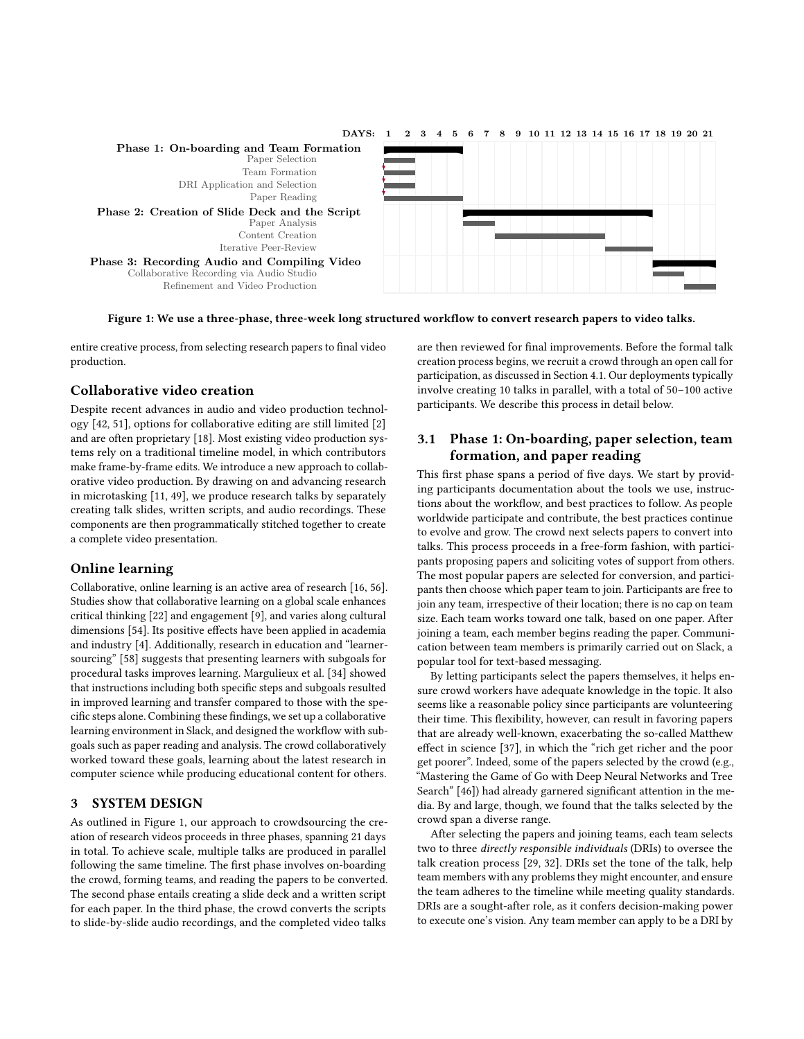DAYS: 1 2 3 4 5 6 7 8 9 10 11 12 13 14 15 16 17 18 19 20 21

**Phase 1: On-boarding and Team Formation**
Paper Selection
Team Formation
DRI Application and Selection
Paper Reading

**Phase 2: Creation of Slide Deck and the Script**
Paper Analysis
Content Creation
Iterative Peer-Review

**Phase 3: Recording Audio and Compiling Video**
Collaborative Recording via Audio Studio
Refinement and Video Production

**Figure 1: We use a three-phase, three-week long structured workflow to convert research papers to video talks.**

entire creative process, from selecting research papers to final video production.

## Collaborative video creation

Despite recent advances in audio and video production technology [42, 51], options for collaborative editing are still limited [2] and are often proprietary [18]. Most existing video production systems rely on a traditional timeline model, in which contributors make frame-by-frame edits. We introduce a new approach to collaborative video production. By drawing on and advancing research in microtasking [11, 49], we produce research talks by separately creating talk slides, written scripts, and audio recordings. These components are then programmatically stitched together to create a complete video presentation.

## Online learning

Collaborative, online learning is an active area of research [16, 56]. Studies show that collaborative learning on a global scale enhances critical thinking [22] and engagement [9], and varies along cultural dimensions [54]. Its positive effects have been applied in academia and industry [4]. Additionally, research in education and "learnersourcing" [58] suggests that presenting learners with subgoals for procedural tasks improves learning. Marguliex et al. [34] showed that instructions including both specific steps and subgoals resulted in improved learning and transfer compared to those with the specific steps alone. Combining these findings, we set up a collaborative learning environment in Slack, and designed the workflow with subgoals such as paper reading and analysis. The crowd collaboratively worked toward these goals, learning about the latest research in computer science while producing educational content for others.

# 3 SYSTEM DESIGN

As outlined in Figure 1, our approach to crowdsourcing the creation of research videos proceeds in three phases, spanning 21 days in total. To achieve scale, multiple talks are produced in parallel following the same timeline. The first phase involves on-boarding the crowd, forming teams, and reading the papers to be converted. The second phase entails creating a slide deck and a written script for each paper. In the third phase, the crowd converts the scripts to slide-by-slide audio recordings, and the completed video talks are then reviewed for final improvements. Before the formal talk creation process begins, we recruit a crowd through an open call for participation, as discussed in Section 4.1. Our deployments typically involve creating 10 talks in parallel, with a total of 50–100 active participants. We describe this process in detail below.

## 3.1 Phase 1: On-boarding, paper selection, team formation, and paper reading

This first phase spans a period of five days. We start by providing participants documentation about the tools we use, instructions about the workflow, and best practices to follow. As people worldwide participate and contribute, the best practices continue to evolve and grow. The crowd next selects papers to convert into talks. This process proceeds in a free-form fashion, with participants proposing papers and soliciting votes of support from others. The most popular papers are selected for conversion, and participants then choose which paper team to join. Participants are free to join any team, irrespective of their location; there is no cap on team size. Each team works toward one talk, based on one paper. After joining a team, each member begins reading the paper. Communication between team members is primarily carried out on Slack, a popular tool for text-based messaging.

By letting participants select the papers themselves, it helps ensure crowd workers have adequate knowledge in the topic. It also seems like a reasonable policy since participants are volunteering their time. This flexibility, however, can result in favoring papers that are already well-known, exacerbating the so-called Matthew effect in science [37], in which the "rich get richer and the poor get poorer". Indeed, some of the papers selected by the crowd (e.g., "Mastering the Game of Go with Deep Neural Networks and Tree Search" [46]) had already garnered significant attention in the media. By and large, though, we found that the talks selected by the crowd span a diverse range.

After selecting the papers and joining teams, each team selects two to three *directly responsible individuals* (DRIs) to oversee the talk creation process [29, 32]. DRIs set the tone of the talk, help team members with any problems they might encounter, and ensure the team adheres to the timeline while meeting quality standards. DRIs are a sought-after role, as it confers decision-making power to execute one's vision. Any team member can apply to be a DRI by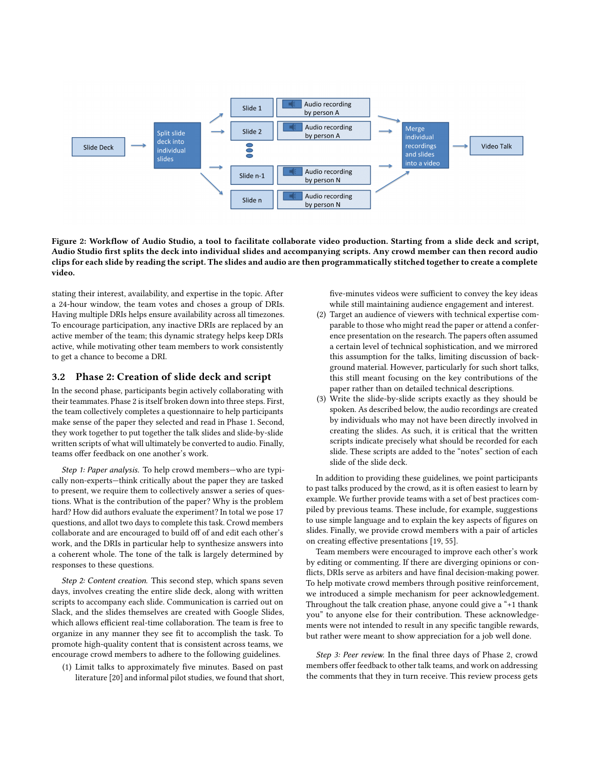Figure 2: Workflow of Audio Studio, a tool to facilitate collaborate video production. Starting from a slide deck and script, Audio Studio first splits the deck into individual slides and accompanying scripts. Any crowd member can then record audio clips for each slide by reading the script. The slides and audio are then programmatically stitched together to create a complete video.

stating their interest, availability, and expertise in the topic. After a 24-hour window, the team votes and choses a group of DRIs. Having multiple DRIs helps ensure availability across all timezones. To encourage participation, any inactive DRIs are replaced by an active member of the team; this dynamic strategy helps keep DRIs active, while motivating other team members to work consistently to get a chance to become a DRI.

## 3.2 Phase 2: Creation of slide deck and script

In the second phase, participants begin actively collaborating with their teammates. Phase 2 is itself broken down into three steps. First, the team collectively completes a questionnaire to help participants make sense of the paper they selected and read in Phase 1. Second, they work together to put together the talk slides and slide-by-slide written scripts of what will ultimately be converted to audio. Finally, teams offer feedback on one another's work.

*Step 1: Paper analysis.* To help crowd members—who are typically non-experts—think critically about the paper they are tasked to present, we require them to collectively answer a series of questions. What is the contribution of the paper? Why is the problem hard? How did authors evaluate the experiment? In total we pose 17 questions, and allot two days to complete this task. Crowd members collaborate and are encouraged to build off of and edit each other's work, and the DRIs in particular help to synthesize answers into a coherent whole. The tone of the talk is largely determined by responses to these questions.

*Step 2: Content creation.* This second step, which spans seven days, involves creating the entire slide deck, along with written scripts to accompany each slide. Communication is carried out on Slack, and the slides themselves are created with Google Slides, which allows efficient real-time collaboration. The team is free to organize in any manner they see fit to accomplish the task. To promote high-quality content that is consistent across teams, we encourage crowd members to adhere to the following guidelines.

1. Limit talks to approximately five minutes. Based on past literature [20] and informal pilot studies, we found that short, five-minutes videos were sufficient to convey the key ideas while still maintaining audience engagement and interest.
2. Target an audience of viewers with technical expertise comparable to those who might read the paper or attend a conference presentation on the research. The papers often assumed a certain level of technical sophistication, and we mirrored this assumption for the talks, limiting discussion of background material. However, particularly for such short talks, this still meant focusing on the key contributions of the paper rather than on detailed technical descriptions.
3. Write the slide-by-slide scripts exactly as they should be spoken. As described below, the audio recordings are created by individuals who may not have been directly involved in creating the slides. As such, it is critical that the written scripts indicate precisely what should be recorded for each slide. These scripts are added to the "notes" section of each slide of the slide deck.

In addition to providing these guidelines, we point participants to past talks produced by the crowd, as it is often easiest to learn by example. We further provide teams with a set of best practices compiled by previous teams. These include, for example, suggestions to use simple language and to explain the key aspects of figures on slides. Finally, we provide crowd members with a pair of articles on creating effective presentations [19, 55].

Team members were encouraged to improve each other's work by editing or commenting. If there are diverging opinions or conflicts, DRIs serve as arbiters and have final decision-making power. To help motivate crowd members through positive reinforcement, we introduced a simple mechanism for peer acknowledgement. Throughout the talk creation phase, anyone could give a "+1 thank you" to anyone else for their contribution. These acknowledgements were not intended to result in any specific tangible rewards, but rather were meant to show appreciation for a job well done.

*Step 3: Peer review.* In the final three days of Phase 2, crowd members offer feedback to other talk teams, and work on addressing the comments that they in turn receive. This review process gets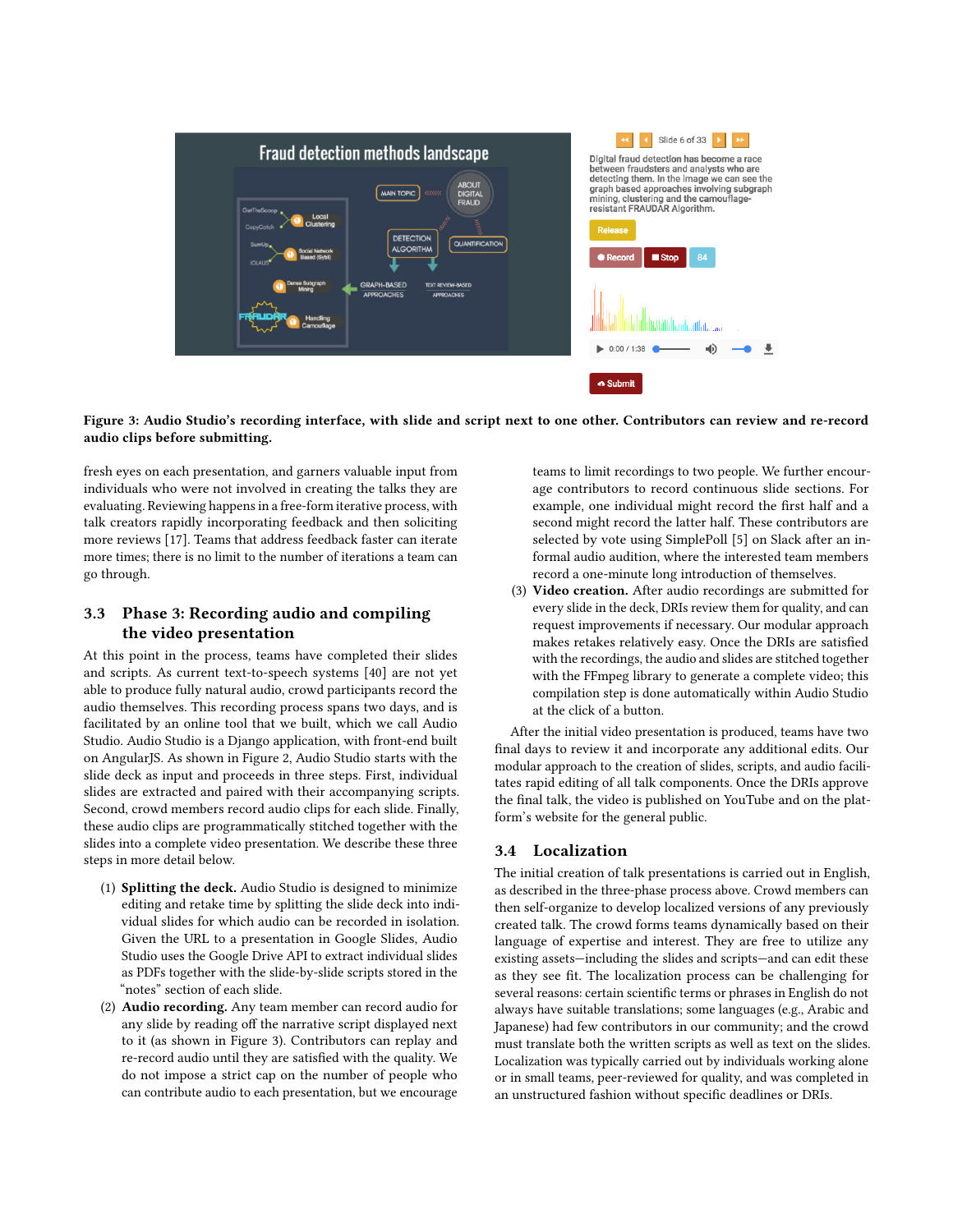**Figure 3: Audio Studio's recording interface, with slide and script next to one other. Contributors can review and re-record audio clips before submitting.**

fresh eyes on each presentation, and garners valuable input from individuals who were not involved in creating the talks they are evaluating. Reviewing happens in a free-form iterative process, with talk creators rapidly incorporating feedback and then soliciting more reviews [17]. Teams that address feedback faster can iterate more times; there is no limit to the number of iterations a team can go through.

### 3.3 Phase 3: Recording audio and compiling the video presentation

At this point in the process, teams have completed their slides and scripts. As current text-to-speech systems [40] are not yet able to produce fully natural audio, crowd participants record the audio themselves. This recording process spans two days, and is facilitated by an online tool that we built, which we call Audio Studio. Audio Studio is a Django application, with front-end built on AngularJS. As shown in Figure 2, Audio Studio starts with the slide deck as input and proceeds in three steps. First, individual slides are extracted and paired with their accompanying scripts. Second, crowd members record audio clips for each slide. Finally, these audio clips are programmatically stitched together with the slides into a complete video presentation. We describe these three steps in more detail below.

1. **Splitting the deck.** Audio Studio is designed to minimize editing and retake time by splitting the slide deck into individual slides for which audio can be recorded in isolation. Given the URL to a presentation in Google Slides, Audio Studio uses the Google Drive API to extract individual slides as PDFs together with the slide-by-slide scripts stored in the "notes" section of each slide.
2. **Audio recording.** Any team member can record audio for any slide by reading off the narrative script displayed next to it (as shown in Figure 3). Contributors can review and re-record audio until they are satisfied with the quality. We do not impose a strict cap on the number of people who can contribute audio to each presentation, but we encourage teams to limit recordings to two people. We further encourage contributors to record continuous slide sections. For example, one individual might record the first half and a second might record the latter half. These contributors are selected by vote using SimplePoll [5] on Slack after an informal audio audition, where the interested team members record a one-minute long introduction of themselves.
3. **Video creation.** After audio recordings are submitted for every slide in the deck, DRIs review them for quality, and can request improvements if necessary. Our modular approach makes retakes relatively easy. Once the DRIs are satisfied with the recordings, the audio and slides are stitched together with the FFmpeg library to generate a complete video; this compilation step is done automatically within Audio Studio at the click of a button.

After the initial video presentation is produced, teams have two final days to review it and incorporate any additional edits. Our modular approach to the creation of slides, scripts, and audio facilitates rapid editing of all talk components. Once the DRIs approve the final talk, the video is published on YouTube and on the platform's website for the general public.

### 3.4 Localization

The initial creation of talk presentations is carried out in English, as described in the three-phase process above. Crowd members can then self-organize to develop localized versions of any previously created talk. The crowd forms teams dynamically based on their language of expertise and interest. They are free to utilize any existing assets—including the slides and scripts—and can edit these as they see fit. The localization process can be challenging for several reasons: certain scientific terms or phrases in English do not always have suitable translations; some languages (e.g., Arabic and Japanese) had few contributors in our community; and the crowd must translate both the written scripts as well as text on the slides. Localization was typically carried out by individuals working alone or in small teams, peer-reviewed for quality, and was completed in an unstructured fashion without specific deadlines or DRIs.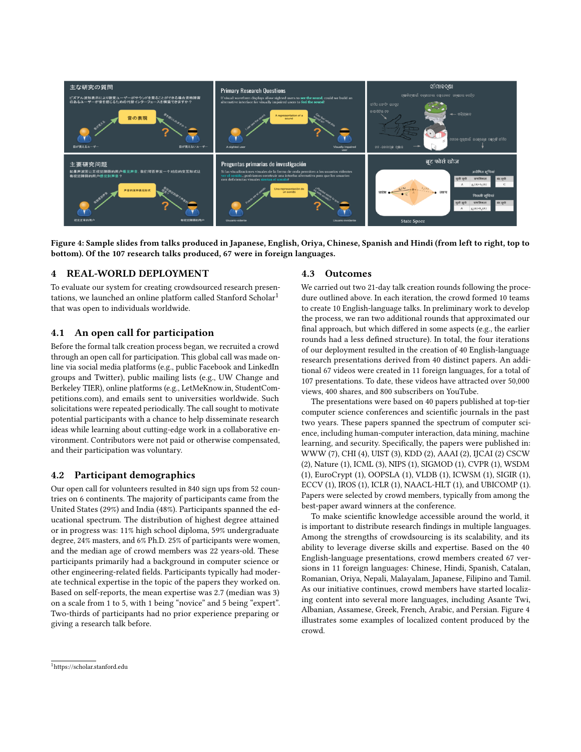Figure 4: Sample slides from talks produced in Japanese, English, Oriya, Chinese, Spanish and Hindi (from left to right, top to bottom). Of the 107 research talks produced, 67 were in foreign languages.

## 4 REAL-WORLD DEPLOYMENT

To evaluate our system for creating crowdsourced research presentations, we launched an online platform called Stanford Scholar[1] that was open to individuals worldwide.

### 4.1 An open call for participation

Before the formal talk creation process began, we recruited a crowd through an open call for participation. This global call was made online via social media platforms (e.g., public Facebook and LinkedIn groups and Twitter), public mailing lists (e.g., UW Change and Berkeley TIER), online platforms (e.g., LetMeKnow.in, StudentCompetitions.com), and emails sent to universities worldwide. Such solicitations were repeated periodically. The call sought to motivate potential participants with a chance to help disseminate research ideas while learning about cutting-edge work in a collaborative environment. Contributors were not paid or otherwise compensated, and their participation was voluntary.

### 4.2 Participant demographics

Our open call for volunteers resulted in 840 sign ups from 52 countries on 6 continents. The majority of participants came from the United States (29%) and India (48%). Participants spanned the educational spectrum. The distribution of highest degree attained or in progress was: 11% high school diploma, 59% undergraduate degree, 24% masters, and 6% Ph.D. 25% of participants were women, and the median age of crowd members was 22 years-old. These participants primarily had a background in computer science or other engineering-related fields. Participants typically had moderate technical expertise in the topic of the papers they worked on. Based on self-reports, the mean expertise was 2.7 (median was 3) on a scale from 1 to 5, with 1 being "novice" and 5 being "expert". Two-thirds of participants had no prior experience preparing or giving a research talk before.

### 4.3 Outcomes

We carried out two 21-day talk creation rounds following the procedure outlined above. In each iteration, the crowd formed 10 teams to create 10 English-language talks. In preliminary work to develop the process, we ran two additional rounds that approximated our final approach, but which differed in some aspects (e.g., the earlier rounds had a less defined structure). In total, the four iterations of our deployment resulted in the creation of 40 English-language research presentations derived from 40 distinct papers. An additional 67 videos were created in 11 foreign languages, for a total of 107 presentations. To date, these videos have attracted over 50,000 views, 400 shares, and 800 subscribers on YouTube.

The presentations were based on 40 papers published at top-tier computer science conferences and scientific journals in the past two years. These papers spanned the spectrum of computer science, including human-computer interaction, data mining, machine learning, and security. Specifically, the papers were published in: WWW (7), CHI (4), UIST (3), KDD (2), AAAI (2), IJCAI (2) CSCW (2), Nature (1), ICML (3), NIPS (1), SIGMOD (1), CVPR (1), WSDM (1), EuroCrypt (1), OOPSLA (1), VLDB (1), ICWSM (1), SIGIR (1), ECCV (1), IROS (1), ICLR (1), NAACL-HLT (1), and UBICOMP (1). Papers were selected by crowd members, typically from among the best-paper award winners at the conference.

To make scientific knowledge accessible around the world, it is important to distribute research findings in multiple languages. Among the strengths of crowdsourcing is its scalability, and its ability to leverage diverse skills and expertise. Based on the 40 English-language presentations, crowd members created 67 versions in 11 foreign languages: Chinese, Hindi, Spanish, Catalan, Romanian, Oriya, Nepali, Malayalam, Japanese, Filipino and Tamil. As our initiative continues, crowd members have started localizing content into several more languages, including Asante Twi, Albanian, Assamese, Greek, French, Arabic, and Persian. Figure 4 illustrates some examples of localized content produced by the crowd.

[1] https://scholar.stanford.edu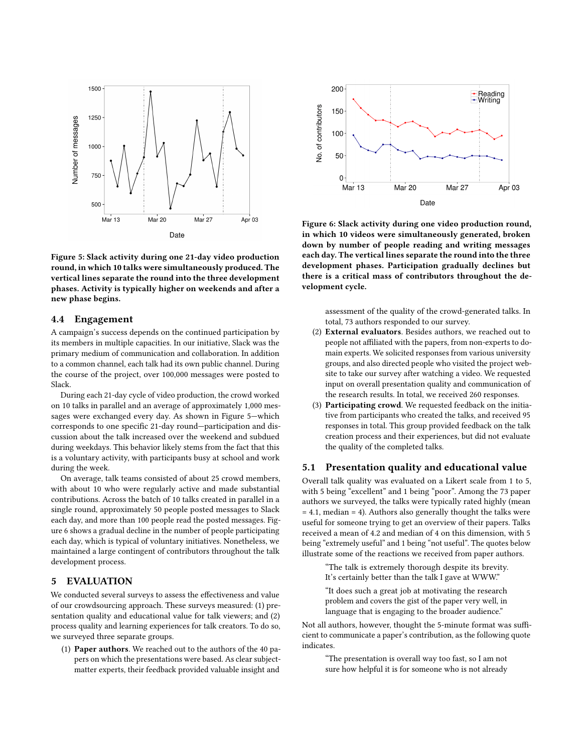Figure 5: Slack activity during one 21-day video production round, in which 10 talks were simultaneously produced. The vertical lines separate the round into the three development phases. Activity is typically higher on weekends and after a new phase begins.

Figure 6: Slack activity during one video production round, in which 10 videos were simultaneously generated, broken down by number of people reading and writing messages each day. The vertical lines separate the round into the three development phases. Participation gradually declines but there is a critical mass of contributors throughout the development cycle.

## 4.4 Engagement

A campaign's success depends on the continued participation by its members in multiple capacities. In our initiative, Slack was the primary medium of communication and collaboration. In addition to a common channel, each talk had its own public channel. During the course of the project, over 100,000 messages were posted to Slack.

During each 21-day cycle of video production, the crowd worked on 10 talks in parallel and an average of approximately 1,000 messages were exchanged every day. As shown in Figure 5—which corresponds to one specific 21-day round—participation and discussion about the talk increased over the weekend and subdued during weekdays. This behavior likely stems from the fact that this is a voluntary activity, with participants busy at school and work during the week.

On average, talk teams consisted of about 25 crowd members, with about 10 who were regularly active and made substantial contributions. Across the batch of 10 talks created in parallel in a single round, approximately 50 people posted messages to Slack each day, and more than 100 people read the posted messages. Figure 6 shows a gradual decline in the number of people participating each day, which is typical of voluntary initiatives. Nonetheless, we maintained a large contingent of contributors throughout the talk development process.

# 5 EVALUATION

We conducted several surveys to assess the effectiveness and value of our crowdsourcing approach. These surveys measured: (1) presentation quality and educational value for talk viewers; and (2) process quality and learning experiences for talk creators. To do so, we surveyed three separate groups.

1. **Paper authors**. We reached out to the authors of the 40 papers on which the presentations were based. As clear subject-matter experts, their feedback provided valuable insight and assessment of the quality of the crowd-generated talks. In total, 73 authors responded to our survey.
2. **External evaluators**. Besides authors, we reached out to people not affiliated with the papers, from non-experts to domain experts. We solicited responses from various university groups, and also directed people who visited the project website to take our survey after watching a video. We requested input on overall presentation quality and communication of the research results. In total, we received 260 responses.
3. **Participating crowd**. We requested feedback on the initiative from participants who created the talks, and received 95 responses in total. This group provided feedback on the talk creation process and their experiences, but did not evaluate the quality of the completed talks.

## 5.1 Presentation quality and educational value

Overall talk quality was evaluated on a Likert scale from 1 to 5, with 5 being "excellent" and 1 being "poor". Among the 73 paper authors we surveyed, the talks were typically rated highly (mean = 4.1, median = 4). Authors also generally thought the talks were useful for someone trying to get an overview of their papers. Talks received a mean of 4.2 and median of 4 on this dimension, with 5 being "extremely useful" and 1 being "not useful". The quotes below illustrate some of the reactions we received from paper authors.

> "The talk is extremely thorough despite its brevity. It's certainly better than the talk I gave at WWW."

> "It does such a great job at motivating the research problem and covers the gist of the paper very well, in language that is engaging to the broader audience."

Not all authors, however, thought the 5-minute format was sufficient to communicate a paper's contribution, as the following quote indicates.

> "The presentation is overall way too fast, so I am not sure how helpful it is for someone who is not already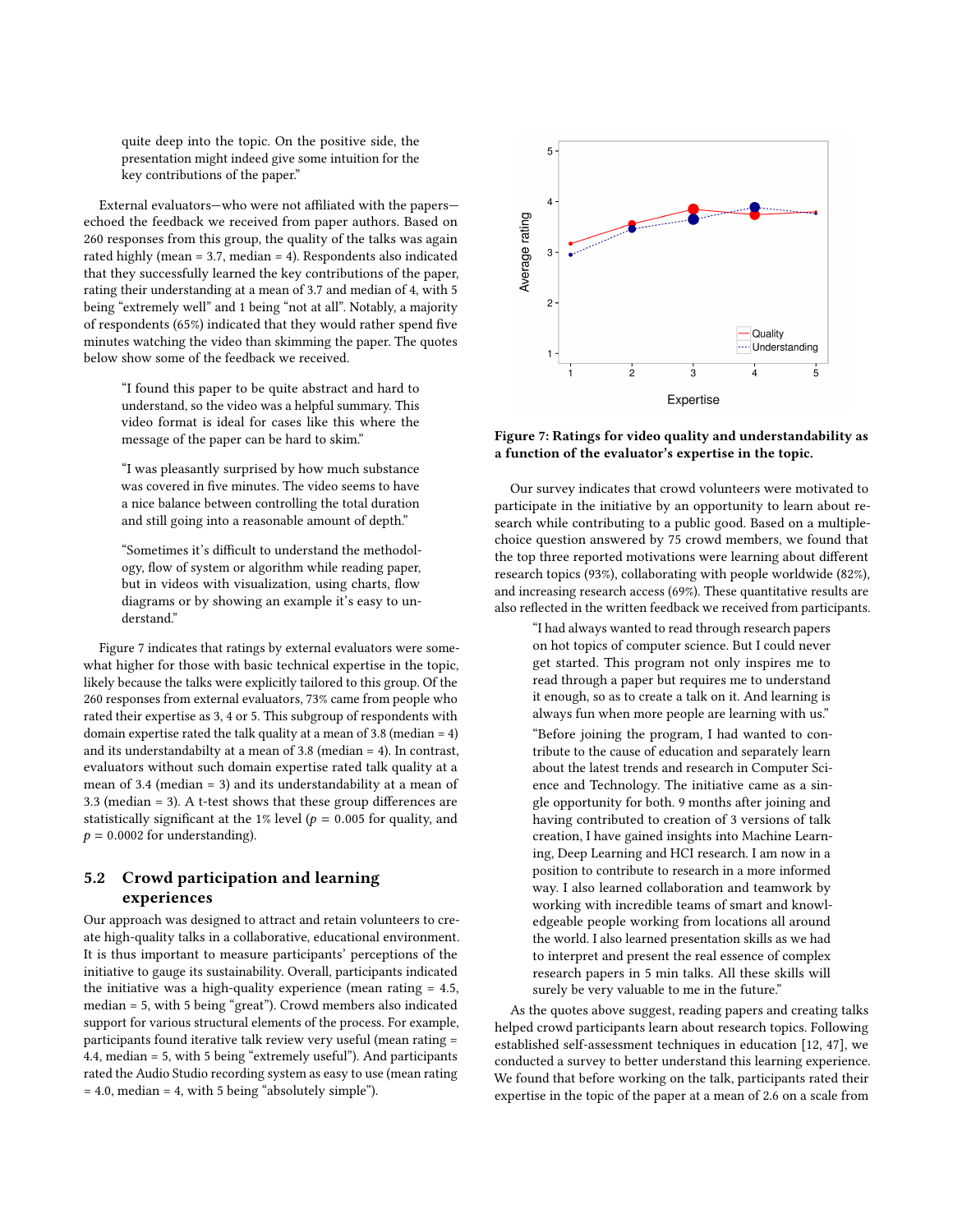quite deep into the topic. On the positive side, the presentation might indeed give some intuition for the key contributions of the paper."

External evaluators—who were not affiliated with the papers—echoed the feedback we received from paper authors. Based on 260 responses from this group, the quality of the talks was again rated highly (mean = 3.7, median = 4). Respondents also indicated that they successfully learned the key contributions of the paper, rating their understanding at a mean of 3.7 and median of 4, with 5 being "extremely well" and 1 being "not at all". Notably, a majority of respondents (65%) indicated that they would rather spend five minutes watching the video than skimming the paper. The quotes below show some of the feedback we received.

> "I found this paper to be quite abstract and hard to understand, so the video was a helpful summary. This video format is ideal for cases like this where the message of the paper can be hard to skim."

> "I was pleasantly surprised by how much substance was covered in five minutes. The video seems to have a nice balance between controlling the total duration and still going into a reasonable amount of depth."

> "Sometimes it's difficult to understand the methodology, flow of system or algorithm while reading paper, but in videos with visualization, using charts, flow diagrams or by showing an example it's easy to understand."

Figure 7 indicates that ratings by external evaluators were somewhat higher for those with basic technical expertise in the topic, likely because the talks were explicitly tailored to this group. Of the 260 responses from external evaluators, 73% came from people who rated their expertise as 3, 4 or 5. This subgroup of respondents with domain expertise rated the talk quality at a mean of 3.8 (median = 4) and its understandability at a mean of 3.8 (median = 4). In contrast, evaluators without such domain expertise rated talk quality at a mean of 3.4 (median = 3) and its understandability at a mean of 3.3 (median = 3). A t-test shows that these group differences are statistically significant at the 1% level ($p = 0.005$ for quality, and $p = 0.0002$ for understanding).

**Figure 7: Ratings for video quality and understandability as a function of the evaluator's expertise in the topic.**

## 5.2 Crowd participation and learning experiences

Our approach was designed to attract and retain volunteers to create high-quality talks in a collaborative, educational environment. It is thus important to measure participants' perceptions of the initiative to gauge its sustainability. Overall, participants indicated the initiative was a high-quality experience (mean rating = 4.5, median = 5, with 5 being "great"). Crowd members also indicated support for various structural elements of the process. For example, participants found iterative talk review very useful (mean rating = 4.4, median = 5, with 5 being "extremely useful"). And participants rated the Audio Studio recording system as easy to use (mean rating = 4.0, median = 4, with 5 being "absolutely simple").

Our survey indicates that crowd volunteers were motivated to participate in the initiative by an opportunity to learn about research while contributing to a public good. Based on a multiple-choice question answered by 75 crowd members, we found that the top three reported motivations were learning about different research topics (93%), collaborating with people worldwide (82%), and increasing research access (69%). These quantitative results are also reflected in the written feedback we received from participants.

> "I had always wanted to read through research papers on hot topics of computer science. But I could never get started. This program not only inspires me to read through a paper but requires me to understand it enough, so as to create a talk on it. And learning is always fun when more people are learning with us."

> "Before joining the program, I had wanted to contribute to the cause of education and separately learn about the latest trends and research in Computer Science and Technology. The initiative came as a single opportunity for both. 9 months after joining and having contributed to creation of 3 versions of talk creation, I have gained insights into Machine Learning, Deep Learning and HCI research. I am now in a position to contribute to research in a more informed way. I also learned collaboration and teamwork by working with incredible teams of smart and knowledgeable people working from locations all around the world. I also learned presentation skills as we had to interpret and present the real essence of complex research papers in 5 min talks. All these skills will surely be very valuable to me in the future."

As the quotes above suggest, reading papers and creating talks helped crowd participants learn about research topics. Following established self-assessment techniques in education [12, 47], we conducted a survey to better understand this learning experience. We found that before working on the talk, participants rated their expertise in the topic of the paper at a mean of 2.6 on a scale from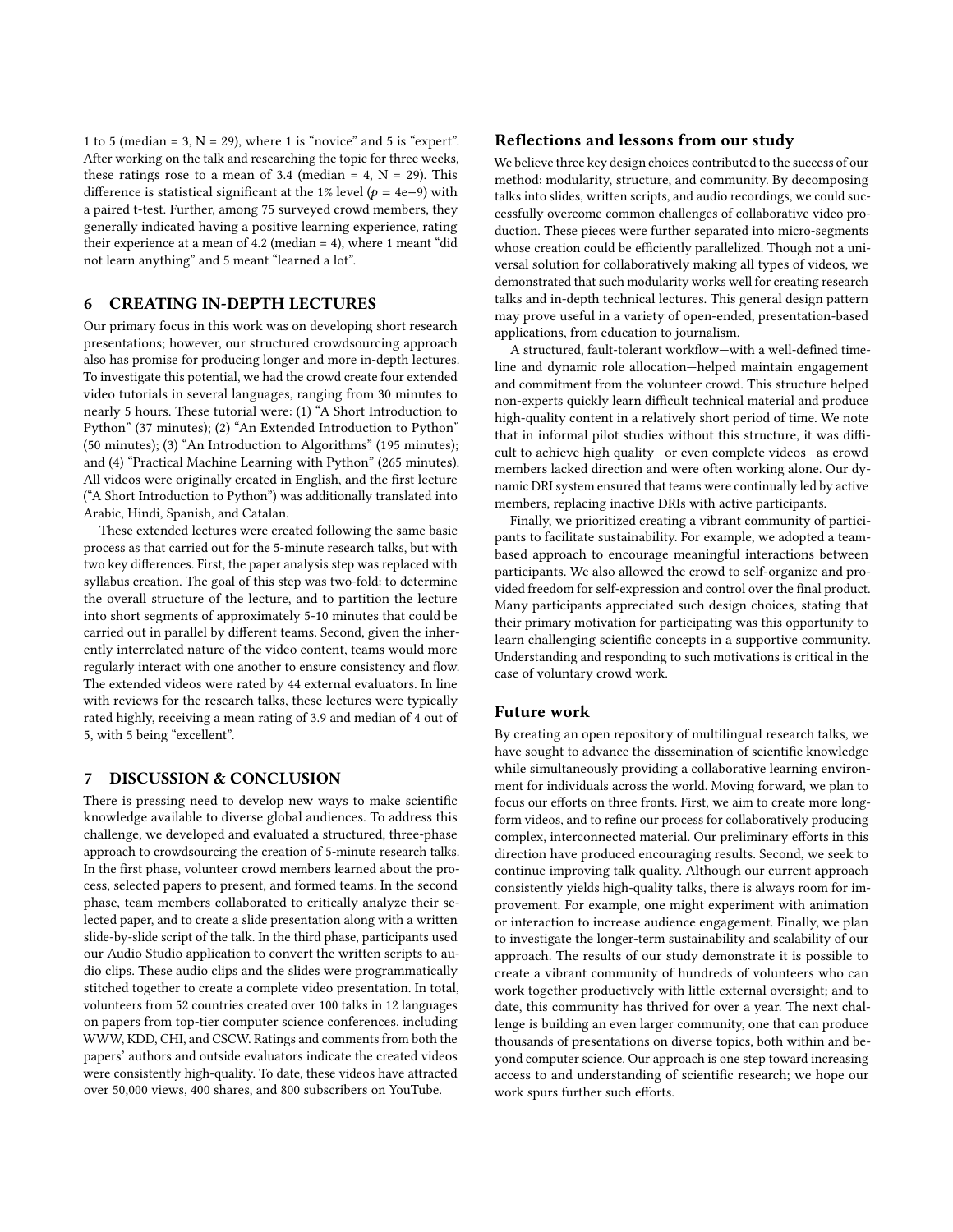1 to 5 (median = 3, N = 29), where 1 is "novice" and 5 is "expert". After working on the talk and researching the topic for three weeks, these ratings rose to a mean of 3.4 (median = 4, N = 29). This difference is statistical significant at the 1% level ($p = 4e{-}9$) with a paired t-test. Further, among 75 surveyed crowd members, they generally indicated having a positive learning experience, rating their experience at a mean of 4.2 (median = 4), where 1 meant "did not learn anything" and 5 meant "learned a lot".

## 6 CREATING IN-DEPTH LECTURES

Our primary focus in this work was on developing short research presentations; however, our structured crowdsourcing approach also has promise for producing longer and more in-depth lectures. To investigate this potential, we had the crowd create four extended video tutorials in several languages, ranging from 30 minutes to nearly 5 hours. These tutorial were: (1) "A Short Introduction to Python" (37 minutes); (2) "An Extended Introduction to Python" (50 minutes); (3) "An Introduction to Algorithms" (195 minutes); and (4) "Practical Machine Learning with Python" (265 minutes). All videos were originally created in English, and the first lecture ("A Short Introduction to Python") was additionally translated into Arabic, Hindi, Spanish, and Catalan.

These extended lectures were created following the same basic process as that carried out for the 5-minute research talks, but with two key differences. First, the paper analysis step was replaced with syllabus creation. The goal of this step was two-fold: to determine the overall structure of the lecture, and to partition the lecture into short segments of approximately 5-10 minutes that could be carried out in parallel by different teams. Second, given the inherently interrelated nature of the video content, teams would more regularly interact with one another to ensure consistency and flow. The extended videos were rated by 44 external evaluators. In line with reviews for the research talks, these lectures were typically rated highly, receiving a mean rating of 3.9 and median of 4 out of 5, with 5 being "excellent".

## 7 DISCUSSION & CONCLUSION

There is pressing need to develop new ways to make scientific knowledge available to diverse global audiences. To address this challenge, we developed and evaluated a structured, three-phase approach to crowdsourcing the creation of 5-minute research talks. In the first phase, volunteer crowd members learned about the process, selected papers to present, and formed teams. In the second phase, team members collaborated to critically analyze their selected paper, and to create a slide presentation along with a written slide-by-slide script of the talk. In the third phase, participants used our Audio Studio application to convert the written scripts to audio clips. These audio clips and the slides were programmatically stitched together to create a complete video presentation. In total, volunteers from 52 countries created over 100 talks in 12 languages on papers from top-tier computer science conferences, including WWW, KDD, CHI, and CSCW. Ratings and comments from both the papers' authors and outside evaluators indicate the created videos were consistently high-quality. To date, these videos have attracted over 50,000 views, 400 shares, and 800 subscribers on YouTube.

### Reflections and lessons from our study

We believe three key design choices contributed to the success of our method: modularity, structure, and community. By decomposing talks into slides, written scripts, and audio recordings, we could successfully overcome common challenges of collaborative video production. These pieces were further separated into micro-segments whose creation could be efficiently parallelized. Though not a universal solution for collaboratively making all types of videos, we demonstrated that such modularity works well for creating research talks and in-depth technical lectures. This general design pattern may prove useful in a variety of open-ended, presentation-based applications, from education to journalism.

A structured, fault-tolerant workflow—with a well-defined timeline and dynamic role allocation—helped maintain engagement and commitment from the volunteer crowd. This structure helped non-experts quickly learn difficult technical material and produce high-quality content in a relatively short period of time. We note that in informal pilot studies without this structure, it was difficult to achieve high quality—or even complete videos—as crowd members lacked direction and were often working alone. Our dynamic DRI system ensured that teams were continually led by active members, replacing inactive DRIs with active participants.

Finally, we prioritized creating a vibrant community of participants to facilitate sustainability. For example, we adopted a team-based approach to encourage meaningful interactions between participants. We also allowed the crowd to self-organize and provided freedom for self-expression and control over the final product. Many participants appreciated such design choices, stating that their primary motivation for participating was this opportunity to learn challenging scientific concepts in a supportive community. Understanding and responding to such motivations is critical in the case of voluntary crowd work.

### Future work

By creating an open repository of multilingual research talks, we have sought to advance the dissemination of scientific knowledge while simultaneously providing a collaborative learning environment for individuals across the world. Moving forward, we plan to focus our efforts on three fronts. First, we aim to create more long-form videos, and to refine our process for collaboratively producing complex, interconnected material. Our preliminary efforts in this direction have produced encouraging results. Second, we seek to continue improving talk quality. Although our current approach consistently yields high-quality talks, there is always room for improvement. For example, one might experiment with animation or interaction to increase audience engagement. Finally, we plan to investigate the longer-term sustainability and scalability of our approach. The results of our study demonstrate it is possible to create a vibrant community of hundreds of volunteers who can work together productively with little external oversight; and to date, this community has thrived for over a year. The next challenge is building an even larger community, one that can produce thousands of presentations on diverse topics, both within and beyond computer science. Our approach is one step toward increasing access to and understanding of scientific research; we hope our work spurs further such efforts.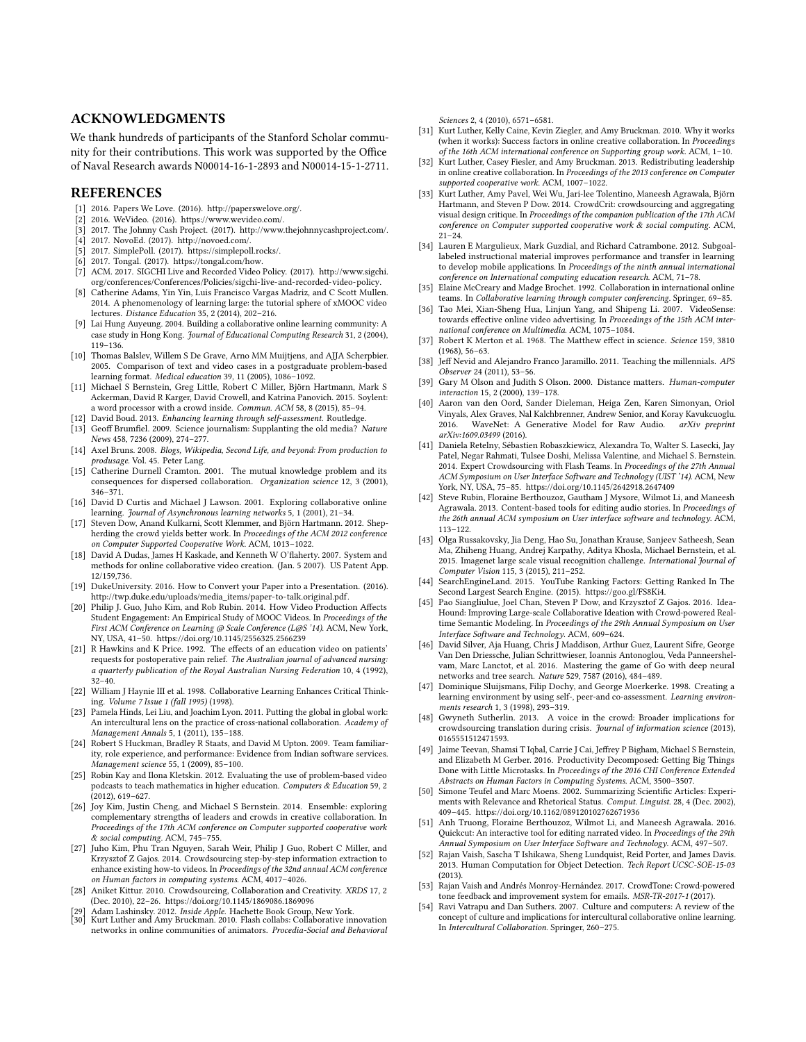## ACKNOWLEDGMENTS

We thank hundreds of participants of the Stanford Scholar community for their contributions. This work was supported by the Office of Naval Research awards N00014-16-1-2893 and N00014-15-1-2711.

## REFERENCES

- [1] 2016. Papers We Love. (2016). http://paperswelove.org/.
- [2] 2016. WeVideo. (2016). https://www.wevideo.com/.
- [3] 2017. The Johnny Cash Project. (2017). http://www.thejohnnycashproject.com/.
- [4] 2017. NovoEd. (2017). http://novoed.com/.
- [5] 2017. SimplePoll. (2017). https://simplepoll.rocks/.
- [6] 2017. Tongal. (2017). https://tongal.com/how.
- [7] ACM. 2017. SIGCHI Live and Recorded Video Policy. (2017). http://www.sigchi.org/conferences/Conferences/Policies/sigchi-live-and-recorded-video-policy.
- [8] Catherine Adams, Yin Yin, Luis Francisco Vargas Madriz, and C Scott Mullen. 2014. A phenomenology of learning large: the tutorial sphere of xMOOC video lectures. *Distance Education* 35, 2 (2014), 202–216.
- [9] Lai Hung Auyeung. 2004. Building a collaborative online learning community: A case study in Hong Kong. *Journal of Educational Computing Research* 31, 2 (2004), 119–136.
- [10] Thomas Balslev, Willem S De Grave, Arno MM Muijtjens, and AJJA Scherpbier. 2005. Comparison of text and video cases in a postgraduate problem-based learning format. *Medical education* 39, 11 (2005), 1086–1092.
- [11] Michael S Bernstein, Greg Little, Robert C Miller, Björn Hartmann, Mark S Ackerman, David R Karger, David Crowell, and Katrina Panovich. 2015. Soylent: a word processor with a crowd inside. *Commun. ACM* 58, 8 (2015), 85–94.
- [12] David Boud. 2013. *Enhancing learning through self-assessment.* Routledge.
- [13] Geoff Brumfiel. 2009. Science journalism: Supplanting the old media? *Nature News* 458, 7236 (2009), 274–277.
- [14] Axel Bruns. 2008. *Blogs, Wikipedia, Second Life, and beyond: From production to produsage.* Vol. 45. Peter Lang.
- [15] Catherine Durnell Cramton. 2001. The mutual knowledge problem and its consequences for dispersed collaboration. *Organization science* 12, 3 (2001), 346–371.
- [16] David D Curtis and Michael J Lawson. 2001. Exploring collaborative online learning. *Journal of Asynchronous learning networks* 5, 1 (2001), 21–34.
- [17] Steven Dow, Anand Kulkarni, Scott Klemmer, and Björn Hartmann. 2012. Shepherding the crowd yields better work. In *Proceedings of the ACM 2012 conference on Computer Supported Cooperative Work.* ACM, 1013–1022.
- [18] David A Dudas, James H Kaskade, and Kenneth W O'flaherty. 2007. System and methods for online collaborative video creation. (Jan. 5 2007). US Patent App. 12/159,736.
- [19] DukeUniversity. 2016. How to Convert your Paper into a Presentation. (2016). http://twp.duke.edu/uploads/media_items/paper-to-talk.original.pdf.
- [20] Philip J. Guo, Juho Kim, and Rob Rubin. 2014. How Video Production Affects Student Engagement: An Empirical Study of MOOC Videos. In *Proceedings of the First ACM Conference on Learning @ Scale Conference (L@S '14).* ACM, New York, NY, USA, 41–50. https://doi.org/10.1145/2556325.2566239
- [21] R Hawkins and K Price. 1992. The effects of an education video on patients' requests for postoperative pain relief. *The Australian journal of advanced nursing: a quarterly publication of the Royal Australian Nursing Federation* 10, 4 (1992), 32–40.
- [22] William J Haynie III et al. 1998. Collaborative Learning Enhances Critical Thinking. *Volume 7 Issue 1 (fall 1995)* (1998).
- [23] Pamela Hinds, Lei Liu, and Joachim Lyon. 2011. Putting the global in global work: An intercultural lens on the practice of cross-national collaboration. *Academy of Management Annals* 5, 1 (2011), 135–188.
- [24] Robert S Huckman, Bradley R Staats, and David M Upton. 2009. Team familiarity, role experience, and performance: Evidence from Indian software services. *Management science* 55, 1 (2009), 85–100.
- [25] Robin Kay and Ilona Kletskin. 2012. Evaluating the use of problem-based video podcasts to teach mathematics in higher education. *Computers & Education* 59, 2 (2012), 619–627.
- [26] Joy Kim, Justin Cheng, and Michael S Bernstein. 2014. Ensemble: exploring complementary strengths of leaders and crowds in creative collaboration. In *Proceedings of the 17th ACM conference on Computer supported cooperative work & social computing.* ACM, 745–755.
- [27] Juho Kim, Phu Tran Nguyen, Sarah Weir, Philip J Guo, Robert C Miller, and Krzysztof Z Gajos. 2014. Crowdsourcing step-by-step information extraction to enhance existing how-to videos. In *Proceedings of the 32nd annual ACM conference on Human factors in computing systems.* ACM, 4017–4026.
- [28] Aniket Kittur. 2010. Crowdsourcing, Collaboration and Creativity. *XRDS* 17, 2 (Dec. 2010), 22–26. https://doi.org/10.1145/1869086.1869096
- [29] Adam Lashinsky. 2012. *Inside Apple.* Hachette Book Group, New York.
- [30] Kurt Luther and Amy Bruckman. 2010. Flash collabs: Collaborative innovation networks in online communities of animators. *Procedia-Social and Behavioral Sciences* 2, 4 (2010), 6571–6581.
- [31] Kurt Luther, Kelly Caine, Kevin Ziegler, and Amy Bruckman. 2010. Why it works (when it works): Success factors in online creative collaboration. In *Proceedings of the 16th ACM international conference on Supporting group work.* ACM, 1–10.
- [32] Kurt Luther, Casey Fiesler, and Amy Bruckman. 2013. Redistributing leadership in online creative collaboration. In *Proceedings of the 2013 conference on Computer supported cooperative work.* ACM, 1007–1022.
- [33] Kurt Luther, Amy Pavel, Wei Wu, Jari-lee Tolentino, Maneesh Agrawala, Björn Hartmann, and Steven P Dow. 2014. CrowdCrit: crowdsourcing and aggregating visual design critique. In *Proceedings of the companion publication of the 17th ACM conference on Computer supported cooperative work & social computing.* ACM, 21–24.
- [34] Lauren E Margulieux, Mark Guzdial, and Richard Catrambone. 2012. Subgoal-labeled instructional material improves performance and transfer in learning to develop mobile applications. In *Proceedings of the ninth annual international conference on International computing education research.* ACM, 71–78.
- [35] Elaine McCreary and Madge Brochet. 1992. Collaboration in international online teams. In *Collaborative learning through computer conferencing.* Springer, 69–85.
- [36] Tao Mei, Xian-Sheng Hua, Linjun Yang, and Shipeng Li. 2007. VideoSense: towards effective online video advertising. In *Proceedings of the 15th ACM international conference on Multimedia.* ACM, 1075–1084.
- [37] Robert K Merton et al. 1968. The Matthew effect in science. *Science* 159, 3810 (1968), 56–63.
- [38] Jeff Nevid and Alejandro Franco Jaramillo. 2011. Teaching the millennials. *APS Observer* 24 (2011), 53–56.
- [39] Gary M Olson and Judith S Olson. 2000. Distance matters. *Human-computer interaction* 15, 2 (2000), 139–178.
- [40] Aaron van den Oord, Sander Dieleman, Heiga Zen, Karen Simonyan, Oriol Vinyals, Alex Graves, Nal Kalchbrenner, Andrew Senior, and Koray Kavukcuoglu. 2016. WaveNet: A Generative Model for Raw Audio. *arXiv preprint arXiv:1609.03499* (2016).
- [41] Daniela Retelny, Sébastien Robaszkiewicz, Alexandra To, Walter S. Lasecki, Jay Patel, Negar Rahmati, Tulsee Doshi, Melissa Valentine, and Michael S. Bernstein. 2014. Expert Crowdsourcing with Flash Teams. In *Proceedings of the 27th Annual ACM Symposium on User Interface Software and Technology (UIST '14).* ACM, New York, NY, USA, 75–85. https://doi.org/10.1145/2642918.2647409
- [42] Steve Rubin, Floraine Berthouzoz, Gautham J Mysore, Wilmot Li, and Maneesh Agrawala. 2013. Content-based tools for editing audio stories. In *Proceedings of the 26th annual ACM symposium on User interface software and technology.* ACM, 113–122.
- [43] Olga Russakovsky, Jia Deng, Hao Su, Jonathan Krause, Sanjeev Satheesh, Sean Ma, Zhiheng Huang, Andrej Karpathy, Aditya Khosla, Michael Bernstein, et al. 2015. Imagenet large scale visual recognition challenge. *International Journal of Computer Vision* 115, 3 (2015), 211–252.
- [44] SearchEngineLand. 2015. YouTube Ranking Factors: Getting Ranked In The Second Largest Search Engine. (2015). https://goo.gl/FS8Ki4.
- [45] Pao Siangliulue, Joel Chan, Steven P Dow, and Krzysztof Z Gajos. 2016. IdeaHound: Improving Large-scale Collaborative Ideation with Crowd-powered Real-time Semantic Modeling. In *Proceedings of the 29th Annual Symposium on User Interface Software and Technology.* ACM, 609–624.
- [46] David Silver, Aja Huang, Chris J Maddison, Arthur Guez, Laurent Sifre, George Van Den Driessche, Julian Schrittwieser, Ioannis Antonoglou, Veda Panneershelvam, Marc Lanctot, et al. 2016. Mastering the game of Go with deep neural networks and tree search. *Nature* 529, 7587 (2016), 484–489.
- [47] Dominique Sluijsmans, Filip Dochy, and George Moerkerke. 1998. Creating a learning environment by using self-, peer-and co-assessment. *Learning environments research* 1, 3 (1998), 293–319.
- [48] Gwyneth Sutherlin. 2013. A voice in the crowd: Broader implications for crowdsourcing translation during crisis. *Journal of information science* (2013), 0165551512471593.
- [49] Jaime Teevan, Shamsi T Iqbal, Carrie J Cai, Jeffrey P Bigham, Michael S Bernstein, and Elizabeth M Gerber. 2016. Productivity Decomposed: Getting Big Things Done with Little Microtasks. In *Proceedings of the 2016 CHI Conference Extended Abstracts on Human Factors in Computing Systems.* ACM, 3500–3507.
- [50] Simone Teufel and Marc Moens. 2002. Summarizing Scientific Articles: Experiments with Relevance and Rhetorical Status. *Comput. Linguist.* 28, 4 (Dec. 2002), 409–445. https://doi.org/10.1162/089120102762671936
- [51] Anh Truong, Floraine Berthouzoz, Wilmot Li, and Maneesh Agrawala. 2016. Quickcut: An interactive tool for editing narrated video. In *Proceedings of the 29th Annual Symposium on User Interface Software and Technology.* ACM, 497–507.
- [52] Rajan Vaish, Sascha T Ishikawa, Sheng Lundquist, Reid Porter, and James Davis. 2013. Human Computation for Object Detection. *Tech Report UCSC-SOE-15-03* (2013).
- [53] Rajan Vaish and Andrés Monroy-Hernández. 2017. CrowdTone: Crowd-powered tone feedback and improvement system for emails. *MSR-TR-2017-1* (2017).
- [54] Ravi Vatrapu and Dan Suthers. 2007. Culture and computers: A review of the concept of culture and implications for intercultural collaborative online learning. In *Intercultural Collaboration.* Springer, 260–275.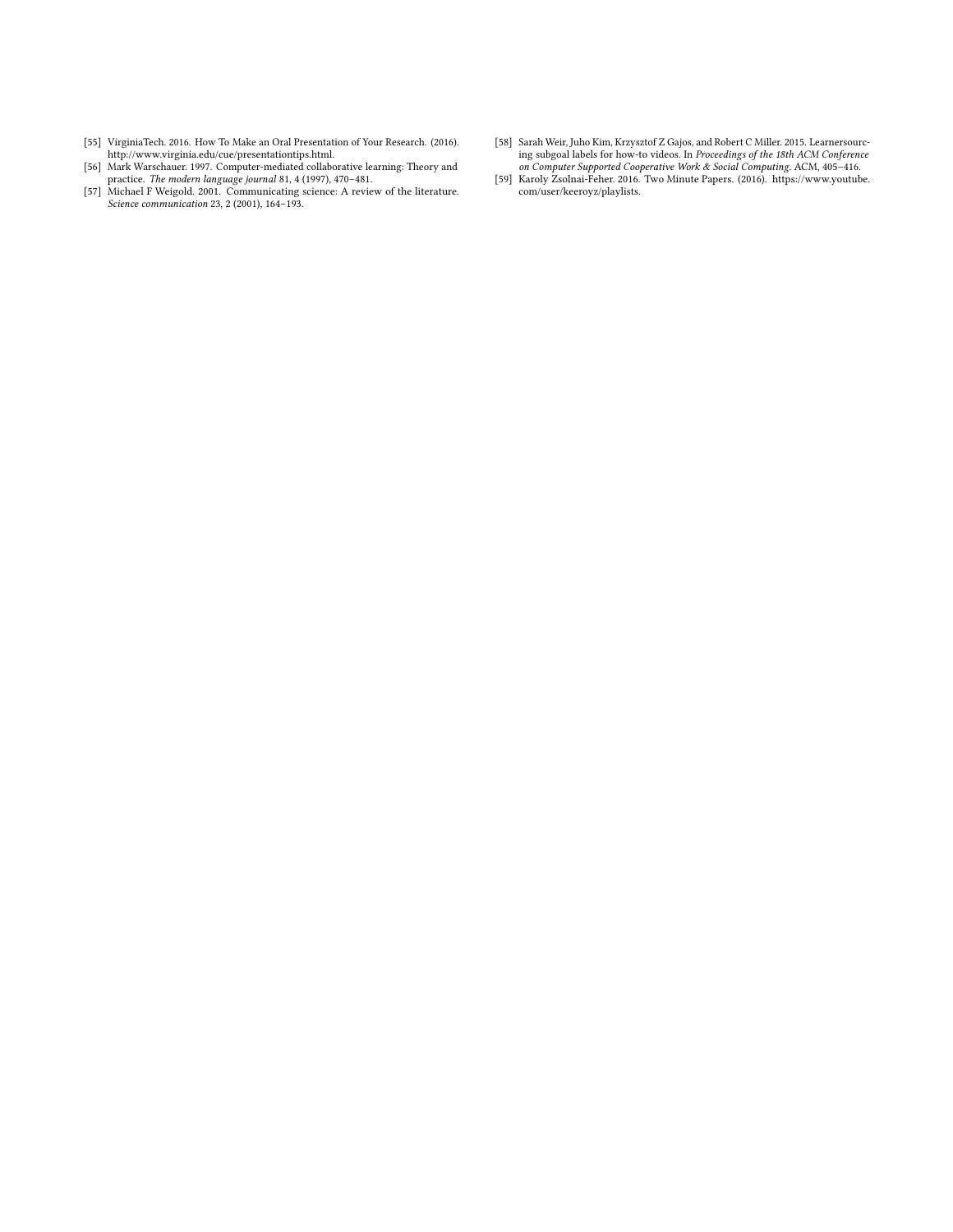[55] VirginiaTech. 2016. How To Make an Oral Presentation of Your Research. (2016). http://www.virginia.edu/cue/presentationtips.html.

[56] Mark Warschauer. 1997. Computer-mediated collaborative learning: Theory and practice. *The modern language journal* 81, 4 (1997), 470–481.

[57] Michael F Weigold. 2001. Communicating science: A review of the literature. *Science communication* 23, 2 (2001), 164–193.

[58] Sarah Weir, Juho Kim, Krzysztof Z Gajos, and Robert C Miller. 2015. Learnersourcing subgoal labels for how-to videos. In *Proceedings of the 18th ACM Conference on Computer Supported Cooperative Work & Social Computing*. ACM, 405–416.

[59] Karoly Zsolnai-Feher. 2016. Two Minute Papers. (2016). https://www.youtube.com/user/keeroyz/playlists.